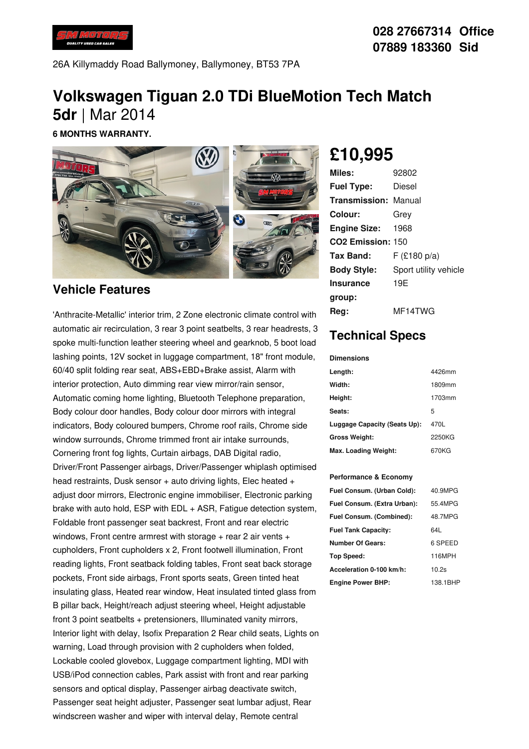028 27667314 Office
07889 183360 Sid

26A Killymaddy Road Ballymoney, Ballymoney, BT53 7PA

# Volkswagen Tiguan 2.0 TDi BlueMotion Tech Match 5dr | Mar 2014

**6 MONTHS WARRANTY.**

## £10,995

| | |
|---|---|
| **Miles:** | 92802 |
| **Fuel Type:** | Diesel |
| **Transmission:** | Manual |
| **Colour:** | Grey |
| **Engine Size:** | 1968 |
| **CO2 Emission:** | 150 |
| **Tax Band:** | F (£180 p/a) |
| **Body Style:** | Sport utility vehicle |
| **Insurance group:** | 19E |
| **Reg:** | MF14TWG |

## Technical Specs

**Dimensions**

| | |
|---|---|
| **Length:** | 4426mm |
| **Width:** | 1809mm |
| **Height:** | 1703mm |
| **Seats:** | 5 |
| **Luggage Capacity (Seats Up):** | 470L |
| **Gross Weight:** | 2250KG |
| **Max. Loading Weight:** | 670KG |

**Performance & Economy**

| | |
|---|---|
| **Fuel Consum. (Urban Cold):** | 40.9MPG |
| **Fuel Consum. (Extra Urban):** | 55.4MPG |
| **Fuel Consum. (Combined):** | 48.7MPG |
| **Fuel Tank Capacity:** | 64L |
| **Number Of Gears:** | 6 SPEED |
| **Top Speed:** | 116MPH |
| **Acceleration 0-100 km/h:** | 10.2s |
| **Engine Power BHP:** | 138.1BHP |

## Vehicle Features

'Anthracite-Metallic' interior trim, 2 Zone electronic climate control with automatic air recirculation, 3 rear 3 point seatbelts, 3 rear headrests, 3 spoke multi-function leather steering wheel and gearknob, 5 boot load lashing points, 12V socket in luggage compartment, 18" front module, 60/40 split folding rear seat, ABS+EBD+Brake assist, Alarm with interior protection, Auto dimming rear view mirror/rain sensor, Automatic coming home lighting, Bluetooth Telephone preparation, Body colour door handles, Body colour door mirrors with integral indicators, Body coloured bumpers, Chrome roof rails, Chrome side window surrounds, Chrome trimmed front air intake surrounds, Cornering front fog lights, Curtain airbags, DAB Digital radio, Driver/Front Passenger airbags, Driver/Passenger whiplash optimised head restraints, Dusk sensor + auto driving lights, Elec heated + adjust door mirrors, Electronic engine immobiliser, Electronic parking brake with auto hold, ESP with EDL + ASR, Fatigue detection system, Foldable front passenger seat backrest, Front and rear electric windows, Front centre armrest with storage + rear 2 air vents + cupholders, Front cupholders x 2, Front footwell illumination, Front reading lights, Front seatback folding tables, Front seat back storage pockets, Front side airbags, Front sports seats, Green tinted heat insulating glass, Heated rear window, Heat insulated tinted glass from B pillar back, Height/reach adjust steering wheel, Height adjustable front 3 point seatbelts + pretensioners, Illuminated vanity mirrors, Interior light with delay, Isofix Preparation 2 Rear child seats, Lights on warning, Load through provision with 2 cupholders when folded, Lockable cooled glovebox, Luggage compartment lighting, MDI with USB/iPod connection cables, Park assist with front and rear parking sensors and optical display, Passenger airbag deactivate switch, Passenger seat height adjuster, Passenger seat lumbar adjust, Rear windscreen washer and wiper with interval delay, Remote central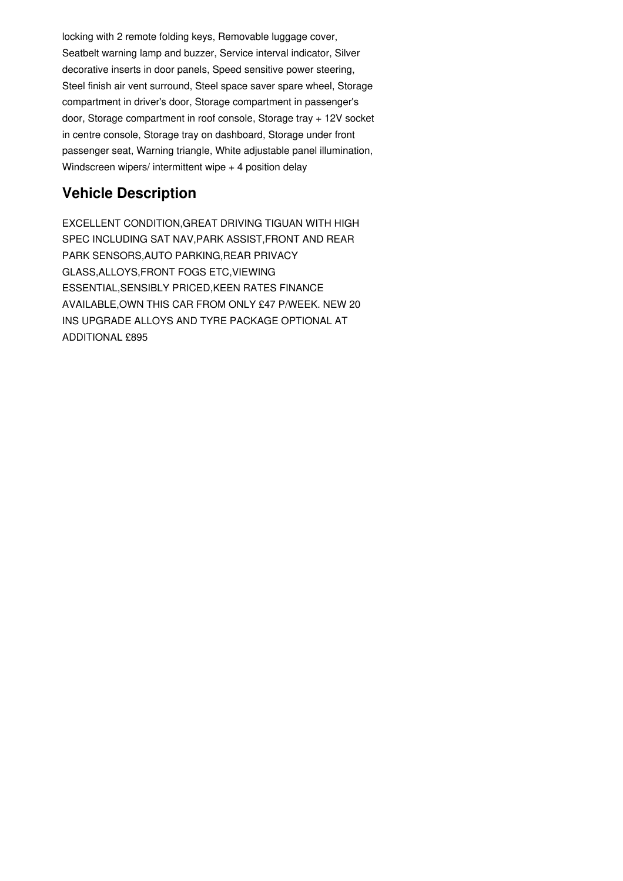locking with 2 remote folding keys, Removable luggage cover, Seatbelt warning lamp and buzzer, Service interval indicator, Silver decorative inserts in door panels, Speed sensitive power steering, Steel finish air vent surround, Steel space saver spare wheel, Storage compartment in driver's door, Storage compartment in passenger's door, Storage compartment in roof console, Storage tray + 12V socket in centre console, Storage tray on dashboard, Storage under front passenger seat, Warning triangle, White adjustable panel illumination, Windscreen wipers/ intermittent wipe + 4 position delay

## Vehicle Description

EXCELLENT CONDITION,GREAT DRIVING TIGUAN WITH HIGH SPEC INCLUDING SAT NAV,PARK ASSIST,FRONT AND REAR PARK SENSORS,AUTO PARKING,REAR PRIVACY GLASS,ALLOYS,FRONT FOGS ETC,VIEWING ESSENTIAL,SENSIBLY PRICED,KEEN RATES FINANCE AVAILABLE,OWN THIS CAR FROM ONLY £47 P/WEEK. NEW 20 INS UPGRADE ALLOYS AND TYRE PACKAGE OPTIONAL AT ADDITIONAL £895